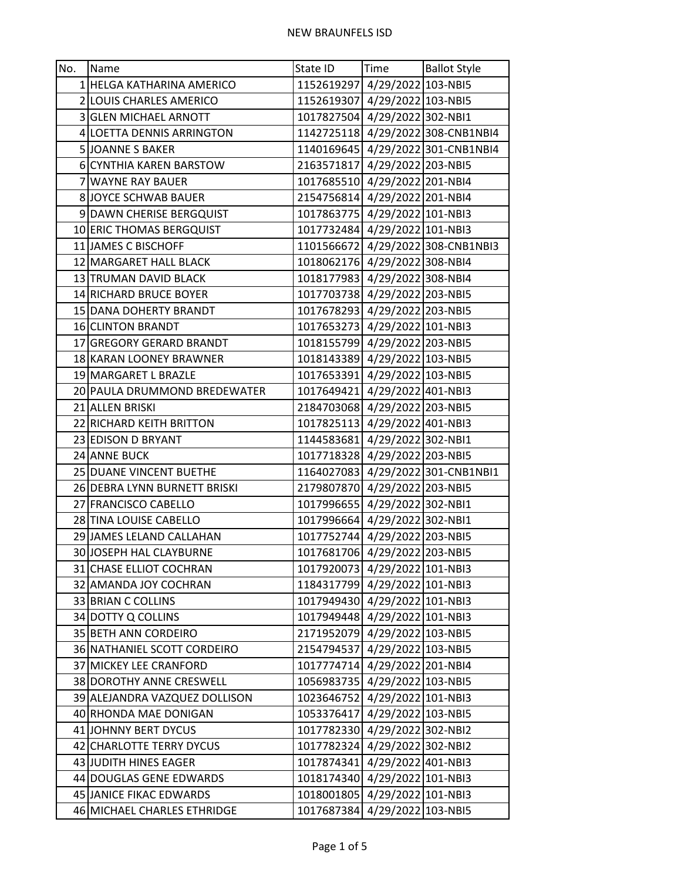NEW BRAUNFELS ISD

| No. | Name | State ID | Time | Ballot Style |
|---|---|---|---|---|
| 1 | HELGA KATHARINA AMERICO | 1152619297 | 4/29/2022 | 103-NBI5 |
| 2 | LOUIS CHARLES AMERICO | 1152619307 | 4/29/2022 | 103-NBI5 |
| 3 | GLEN MICHAEL ARNOTT | 1017827504 | 4/29/2022 | 302-NBI1 |
| 4 | LOETTA DENNIS ARRINGTON | 1142725118 | 4/29/2022 | 308-CNB1NBI4 |
| 5 | JOANNE S BAKER | 1140169645 | 4/29/2022 | 301-CNB1NBI4 |
| 6 | CYNTHIA KAREN BARSTOW | 2163571817 | 4/29/2022 | 203-NBI5 |
| 7 | WAYNE RAY BAUER | 1017685510 | 4/29/2022 | 201-NBI4 |
| 8 | JOYCE SCHWAB BAUER | 2154756814 | 4/29/2022 | 201-NBI4 |
| 9 | DAWN CHERISE BERGQUIST | 1017863775 | 4/29/2022 | 101-NBI3 |
| 10 | ERIC THOMAS BERGQUIST | 1017732484 | 4/29/2022 | 101-NBI3 |
| 11 | JAMES C BISCHOFF | 1101566672 | 4/29/2022 | 308-CNB1NBI3 |
| 12 | MARGARET HALL BLACK | 1018062176 | 4/29/2022 | 308-NBI4 |
| 13 | TRUMAN DAVID BLACK | 1018177983 | 4/29/2022 | 308-NBI4 |
| 14 | RICHARD BRUCE BOYER | 1017703738 | 4/29/2022 | 203-NBI5 |
| 15 | DANA DOHERTY BRANDT | 1017678293 | 4/29/2022 | 203-NBI5 |
| 16 | CLINTON BRANDT | 1017653273 | 4/29/2022 | 101-NBI3 |
| 17 | GREGORY GERARD BRANDT | 1018155799 | 4/29/2022 | 203-NBI5 |
| 18 | KARAN LOONEY BRAWNER | 1018143389 | 4/29/2022 | 103-NBI5 |
| 19 | MARGARET L BRAZLE | 1017653391 | 4/29/2022 | 103-NBI5 |
| 20 | PAULA DRUMMOND BREDEWATER | 1017649421 | 4/29/2022 | 401-NBI3 |
| 21 | ALLEN BRISKI | 2184703068 | 4/29/2022 | 203-NBI5 |
| 22 | RICHARD KEITH BRITTON | 1017825113 | 4/29/2022 | 401-NBI3 |
| 23 | EDISON D BRYANT | 1144583681 | 4/29/2022 | 302-NBI1 |
| 24 | ANNE BUCK | 1017718328 | 4/29/2022 | 203-NBI5 |
| 25 | DUANE VINCENT BUETHE | 1164027083 | 4/29/2022 | 301-CNB1NBI1 |
| 26 | DEBRA LYNN BURNETT BRISKI | 2179807870 | 4/29/2022 | 203-NBI5 |
| 27 | FRANCISCO CABELLO | 1017996655 | 4/29/2022 | 302-NBI1 |
| 28 | TINA LOUISE CABELLO | 1017996664 | 4/29/2022 | 302-NBI1 |
| 29 | JAMES LELAND CALLAHAN | 1017752744 | 4/29/2022 | 203-NBI5 |
| 30 | JOSEPH HAL CLAYBURNE | 1017681706 | 4/29/2022 | 203-NBI5 |
| 31 | CHASE ELLIOT COCHRAN | 1017920073 | 4/29/2022 | 101-NBI3 |
| 32 | AMANDA JOY COCHRAN | 1184317799 | 4/29/2022 | 101-NBI3 |
| 33 | BRIAN C COLLINS | 1017949430 | 4/29/2022 | 101-NBI3 |
| 34 | DOTTY Q COLLINS | 1017949448 | 4/29/2022 | 101-NBI3 |
| 35 | BETH ANN CORDEIRO | 2171952079 | 4/29/2022 | 103-NBI5 |
| 36 | NATHANIEL SCOTT CORDEIRO | 2154794537 | 4/29/2022 | 103-NBI5 |
| 37 | MICKEY LEE CRANFORD | 1017774714 | 4/29/2022 | 201-NBI4 |
| 38 | DOROTHY ANNE CRESWELL | 1056983735 | 4/29/2022 | 103-NBI5 |
| 39 | ALEJANDRA VAZQUEZ DOLLISON | 1023646752 | 4/29/2022 | 101-NBI3 |
| 40 | RHONDA MAE DONIGAN | 1053376417 | 4/29/2022 | 103-NBI5 |
| 41 | JOHNNY BERT DYCUS | 1017782330 | 4/29/2022 | 302-NBI2 |
| 42 | CHARLOTTE TERRY DYCUS | 1017782324 | 4/29/2022 | 302-NBI2 |
| 43 | JUDITH HINES EAGER | 1017874341 | 4/29/2022 | 401-NBI3 |
| 44 | DOUGLAS GENE EDWARDS | 1018174340 | 4/29/2022 | 101-NBI3 |
| 45 | JANICE FIKAC EDWARDS | 1018001805 | 4/29/2022 | 101-NBI3 |
| 46 | MICHAEL CHARLES ETHRIDGE | 1017687384 | 4/29/2022 | 103-NBI5 |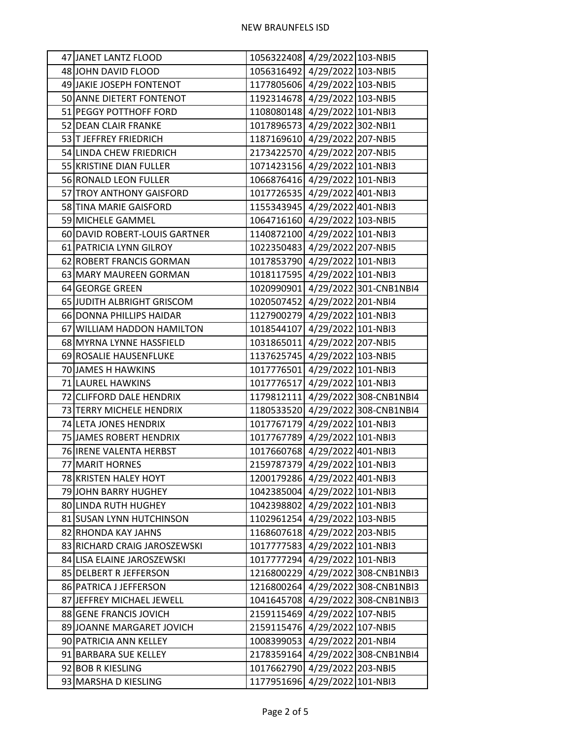NEW BRAUNFELS ISD

| | | | | |
|---|---|---|---|---|
| 47 | JANET LANTZ FLOOD | 1056322408 | 4/29/2022 | 103-NBI5 |
| 48 | JOHN DAVID FLOOD | 1056316492 | 4/29/2022 | 103-NBI5 |
| 49 | JAKIE JOSEPH FONTENOT | 1177805606 | 4/29/2022 | 103-NBI5 |
| 50 | ANNE DIETERT FONTENOT | 1192314678 | 4/29/2022 | 103-NBI5 |
| 51 | PEGGY POTTHOFF FORD | 1108080148 | 4/29/2022 | 101-NBI3 |
| 52 | DEAN CLAIR FRANKE | 1017896573 | 4/29/2022 | 302-NBI1 |
| 53 | T JEFFREY FRIEDRICH | 1187169610 | 4/29/2022 | 207-NBI5 |
| 54 | LINDA CHEW FRIEDRICH | 2173422570 | 4/29/2022 | 207-NBI5 |
| 55 | KRISTINE DIAN FULLER | 1071423156 | 4/29/2022 | 101-NBI3 |
| 56 | RONALD LEON FULLER | 1066876416 | 4/29/2022 | 101-NBI3 |
| 57 | TROY ANTHONY GAISFORD | 1017726535 | 4/29/2022 | 401-NBI3 |
| 58 | TINA MARIE GAISFORD | 1155343945 | 4/29/2022 | 401-NBI3 |
| 59 | MICHELE GAMMEL | 1064716160 | 4/29/2022 | 103-NBI5 |
| 60 | DAVID ROBERT-LOUIS GARTNER | 1140872100 | 4/29/2022 | 101-NBI3 |
| 61 | PATRICIA LYNN GILROY | 1022350483 | 4/29/2022 | 207-NBI5 |
| 62 | ROBERT FRANCIS GORMAN | 1017853790 | 4/29/2022 | 101-NBI3 |
| 63 | MARY MAUREEN GORMAN | 1018117595 | 4/29/2022 | 101-NBI3 |
| 64 | GEORGE GREEN | 1020990901 | 4/29/2022 | 301-CNB1NBI4 |
| 65 | JUDITH ALBRIGHT GRISCOM | 1020507452 | 4/29/2022 | 201-NBI4 |
| 66 | DONNA PHILLIPS HAIDAR | 1127900279 | 4/29/2022 | 101-NBI3 |
| 67 | WILLIAM HADDON HAMILTON | 1018544107 | 4/29/2022 | 101-NBI3 |
| 68 | MYRNA LYNNE HASSFIELD | 1031865011 | 4/29/2022 | 207-NBI5 |
| 69 | ROSALIE HAUSENFLUKE | 1137625745 | 4/29/2022 | 103-NBI5 |
| 70 | JAMES H HAWKINS | 1017776501 | 4/29/2022 | 101-NBI3 |
| 71 | LAUREL HAWKINS | 1017776517 | 4/29/2022 | 101-NBI3 |
| 72 | CLIFFORD DALE HENDRIX | 1179812111 | 4/29/2022 | 308-CNB1NBI4 |
| 73 | TERRY MICHELE HENDRIX | 1180533520 | 4/29/2022 | 308-CNB1NBI4 |
| 74 | LETA JONES HENDRIX | 1017767179 | 4/29/2022 | 101-NBI3 |
| 75 | JAMES ROBERT HENDRIX | 1017767789 | 4/29/2022 | 101-NBI3 |
| 76 | IRENE VALENTA HERBST | 1017660768 | 4/29/2022 | 401-NBI3 |
| 77 | MARIT HORNES | 2159787379 | 4/29/2022 | 101-NBI3 |
| 78 | KRISTEN HALEY HOYT | 1200179286 | 4/29/2022 | 401-NBI3 |
| 79 | JOHN BARRY HUGHEY | 1042385004 | 4/29/2022 | 101-NBI3 |
| 80 | LINDA RUTH HUGHEY | 1042398802 | 4/29/2022 | 101-NBI3 |
| 81 | SUSAN LYNN HUTCHINSON | 1102961254 | 4/29/2022 | 103-NBI5 |
| 82 | RHONDA KAY JAHNS | 1168607618 | 4/29/2022 | 203-NBI5 |
| 83 | RICHARD CRAIG JAROSZEWSKI | 1017777583 | 4/29/2022 | 101-NBI3 |
| 84 | LISA ELAINE JAROSZEWSKI | 1017777294 | 4/29/2022 | 101-NBI3 |
| 85 | DELBERT R JEFFERSON | 1216800229 | 4/29/2022 | 308-CNB1NBI3 |
| 86 | PATRICA J JEFFERSON | 1216800264 | 4/29/2022 | 308-CNB1NBI3 |
| 87 | JEFFREY MICHAEL JEWELL | 1041645708 | 4/29/2022 | 308-CNB1NBI3 |
| 88 | GENE FRANCIS JOVICH | 2159115469 | 4/29/2022 | 107-NBI5 |
| 89 | JOANNE MARGARET JOVICH | 2159115476 | 4/29/2022 | 107-NBI5 |
| 90 | PATRICIA ANN KELLEY | 1008399053 | 4/29/2022 | 201-NBI4 |
| 91 | BARBARA SUE KELLEY | 2178359164 | 4/29/2022 | 308-CNB1NBI4 |
| 92 | BOB R KIESLING | 1017662790 | 4/29/2022 | 203-NBI5 |
| 93 | MARSHA D KIESLING | 1177951696 | 4/29/2022 | 101-NBI3 |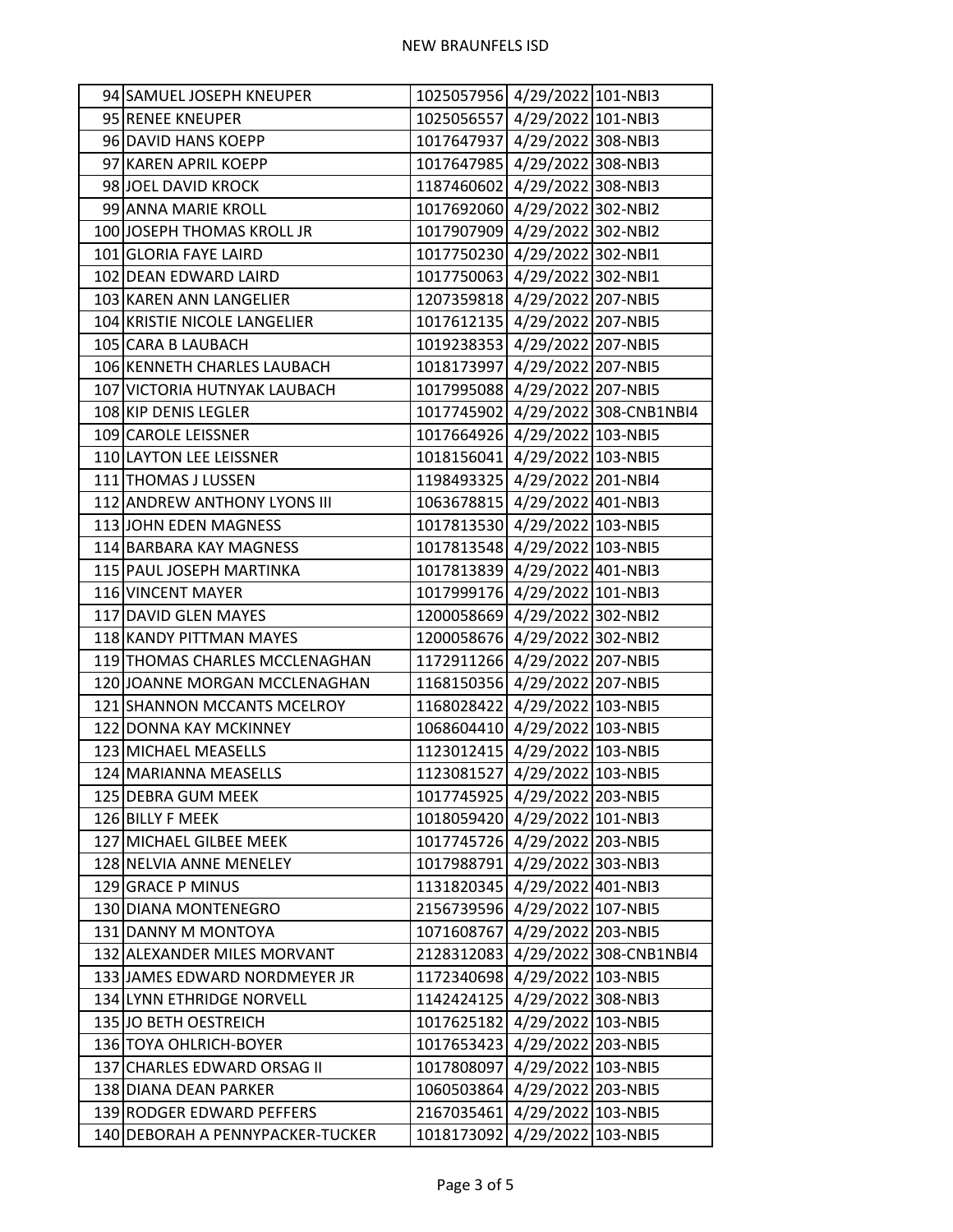| | | | | |
|---|---|---|---|---|
| 94 | SAMUEL JOSEPH KNEUPER | 1025057956 | 4/29/2022 | 101-NBI3 |
| 95 | RENEE KNEUPER | 1025056557 | 4/29/2022 | 101-NBI3 |
| 96 | DAVID HANS KOEPP | 1017647937 | 4/29/2022 | 308-NBI3 |
| 97 | KAREN APRIL KOEPP | 1017647985 | 4/29/2022 | 308-NBI3 |
| 98 | JOEL DAVID KROCK | 1187460602 | 4/29/2022 | 308-NBI3 |
| 99 | ANNA MARIE KROLL | 1017692060 | 4/29/2022 | 302-NBI2 |
| 100 | JOSEPH THOMAS KROLL JR | 1017907909 | 4/29/2022 | 302-NBI2 |
| 101 | GLORIA FAYE LAIRD | 1017750230 | 4/29/2022 | 302-NBI1 |
| 102 | DEAN EDWARD LAIRD | 1017750063 | 4/29/2022 | 302-NBI1 |
| 103 | KAREN ANN LANGELIER | 1207359818 | 4/29/2022 | 207-NBI5 |
| 104 | KRISTIE NICOLE LANGELIER | 1017612135 | 4/29/2022 | 207-NBI5 |
| 105 | CARA B LAUBACH | 1019238353 | 4/29/2022 | 207-NBI5 |
| 106 | KENNETH CHARLES LAUBACH | 1018173997 | 4/29/2022 | 207-NBI5 |
| 107 | VICTORIA HUTNYAK LAUBACH | 1017995088 | 4/29/2022 | 207-NBI5 |
| 108 | KIP DENIS LEGLER | 1017745902 | 4/29/2022 | 308-CNB1NBI4 |
| 109 | CAROLE LEISSNER | 1017664926 | 4/29/2022 | 103-NBI5 |
| 110 | LAYTON LEE LEISSNER | 1018156041 | 4/29/2022 | 103-NBI5 |
| 111 | THOMAS J LUSSEN | 1198493325 | 4/29/2022 | 201-NBI4 |
| 112 | ANDREW ANTHONY LYONS III | 1063678815 | 4/29/2022 | 401-NBI3 |
| 113 | JOHN EDEN MAGNESS | 1017813530 | 4/29/2022 | 103-NBI5 |
| 114 | BARBARA KAY MAGNESS | 1017813548 | 4/29/2022 | 103-NBI5 |
| 115 | PAUL JOSEPH MARTINKA | 1017813839 | 4/29/2022 | 401-NBI3 |
| 116 | VINCENT MAYER | 1017999176 | 4/29/2022 | 101-NBI3 |
| 117 | DAVID GLEN MAYES | 1200058669 | 4/29/2022 | 302-NBI2 |
| 118 | KANDY PITTMAN MAYES | 1200058676 | 4/29/2022 | 302-NBI2 |
| 119 | THOMAS CHARLES MCCLENAGHAN | 1172911266 | 4/29/2022 | 207-NBI5 |
| 120 | JOANNE MORGAN MCCLENAGHAN | 1168150356 | 4/29/2022 | 207-NBI5 |
| 121 | SHANNON MCCANTS MCELROY | 1168028422 | 4/29/2022 | 103-NBI5 |
| 122 | DONNA KAY MCKINNEY | 1068604410 | 4/29/2022 | 103-NBI5 |
| 123 | MICHAEL MEASELLS | 1123012415 | 4/29/2022 | 103-NBI5 |
| 124 | MARIANNA MEASELLS | 1123081527 | 4/29/2022 | 103-NBI5 |
| 125 | DEBRA GUM MEEK | 1017745925 | 4/29/2022 | 203-NBI5 |
| 126 | BILLY F MEEK | 1018059420 | 4/29/2022 | 101-NBI3 |
| 127 | MICHAEL GILBEE MEEK | 1017745726 | 4/29/2022 | 203-NBI5 |
| 128 | NELVIA ANNE MENELEY | 1017988791 | 4/29/2022 | 303-NBI3 |
| 129 | GRACE P MINUS | 1131820345 | 4/29/2022 | 401-NBI3 |
| 130 | DIANA MONTENEGRO | 2156739596 | 4/29/2022 | 107-NBI5 |
| 131 | DANNY M MONTOYA | 1071608767 | 4/29/2022 | 203-NBI5 |
| 132 | ALEXANDER MILES MORVANT | 2128312083 | 4/29/2022 | 308-CNB1NBI4 |
| 133 | JAMES EDWARD NORDMEYER JR | 1172340698 | 4/29/2022 | 103-NBI5 |
| 134 | LYNN ETHRIDGE NORVELL | 1142424125 | 4/29/2022 | 308-NBI3 |
| 135 | JO BETH OESTREICH | 1017625182 | 4/29/2022 | 103-NBI5 |
| 136 | TOYA OHLRICH-BOYER | 1017653423 | 4/29/2022 | 203-NBI5 |
| 137 | CHARLES EDWARD ORSAG II | 1017808097 | 4/29/2022 | 103-NBI5 |
| 138 | DIANA DEAN PARKER | 1060503864 | 4/29/2022 | 203-NBI5 |
| 139 | RODGER EDWARD PEFFERS | 2167035461 | 4/29/2022 | 103-NBI5 |
| 140 | DEBORAH A PENNYPACKER-TUCKER | 1018173092 | 4/29/2022 | 103-NBI5 |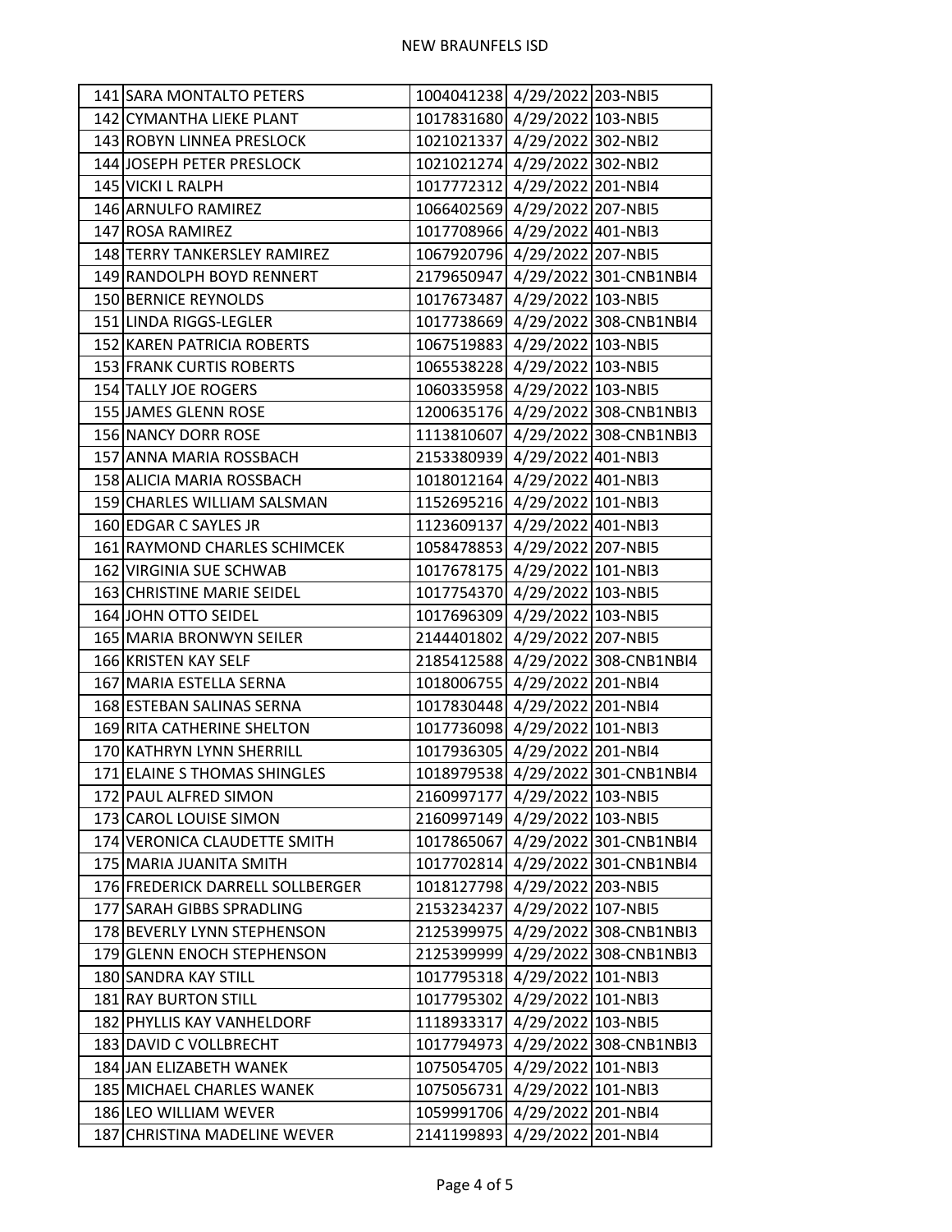| | | | | |
|---|---|---|---|---|
| 141 | SARA MONTALTO PETERS | 1004041238 | 4/29/2022 | 203-NBI5 |
| 142 | CYMANTHA LIEKE PLANT | 1017831680 | 4/29/2022 | 103-NBI5 |
| 143 | ROBYN LINNEA PRESLOCK | 1021021337 | 4/29/2022 | 302-NBI2 |
| 144 | JOSEPH PETER PRESLOCK | 1021021274 | 4/29/2022 | 302-NBI2 |
| 145 | VICKI L RALPH | 1017772312 | 4/29/2022 | 201-NBI4 |
| 146 | ARNULFO RAMIREZ | 1066402569 | 4/29/2022 | 207-NBI5 |
| 147 | ROSA RAMIREZ | 1017708966 | 4/29/2022 | 401-NBI3 |
| 148 | TERRY TANKERSLEY RAMIREZ | 1067920796 | 4/29/2022 | 207-NBI5 |
| 149 | RANDOLPH BOYD RENNERT | 2179650947 | 4/29/2022 | 301-CNB1NBI4 |
| 150 | BERNICE REYNOLDS | 1017673487 | 4/29/2022 | 103-NBI5 |
| 151 | LINDA RIGGS-LEGLER | 1017738669 | 4/29/2022 | 308-CNB1NBI4 |
| 152 | KAREN PATRICIA ROBERTS | 1067519883 | 4/29/2022 | 103-NBI5 |
| 153 | FRANK CURTIS ROBERTS | 1065538228 | 4/29/2022 | 103-NBI5 |
| 154 | TALLY JOE ROGERS | 1060335958 | 4/29/2022 | 103-NBI5 |
| 155 | JAMES GLENN ROSE | 1200635176 | 4/29/2022 | 308-CNB1NBI3 |
| 156 | NANCY DORR ROSE | 1113810607 | 4/29/2022 | 308-CNB1NBI3 |
| 157 | ANNA MARIA ROSSBACH | 2153380939 | 4/29/2022 | 401-NBI3 |
| 158 | ALICIA MARIA ROSSBACH | 1018012164 | 4/29/2022 | 401-NBI3 |
| 159 | CHARLES WILLIAM SALSMAN | 1152695216 | 4/29/2022 | 101-NBI3 |
| 160 | EDGAR C SAYLES JR | 1123609137 | 4/29/2022 | 401-NBI3 |
| 161 | RAYMOND CHARLES SCHIMCEK | 1058478853 | 4/29/2022 | 207-NBI5 |
| 162 | VIRGINIA SUE SCHWAB | 1017678175 | 4/29/2022 | 101-NBI3 |
| 163 | CHRISTINE MARIE SEIDEL | 1017754370 | 4/29/2022 | 103-NBI5 |
| 164 | JOHN OTTO SEIDEL | 1017696309 | 4/29/2022 | 103-NBI5 |
| 165 | MARIA BRONWYN SEILER | 2144401802 | 4/29/2022 | 207-NBI5 |
| 166 | KRISTEN KAY SELF | 2185412588 | 4/29/2022 | 308-CNB1NBI4 |
| 167 | MARIA ESTELLA SERNA | 1018006755 | 4/29/2022 | 201-NBI4 |
| 168 | ESTEBAN SALINAS SERNA | 1017830448 | 4/29/2022 | 201-NBI4 |
| 169 | RITA CATHERINE SHELTON | 1017736098 | 4/29/2022 | 101-NBI3 |
| 170 | KATHRYN LYNN SHERRILL | 1017936305 | 4/29/2022 | 201-NBI4 |
| 171 | ELAINE S THOMAS SHINGLES | 1018979538 | 4/29/2022 | 301-CNB1NBI4 |
| 172 | PAUL ALFRED SIMON | 2160997177 | 4/29/2022 | 103-NBI5 |
| 173 | CAROL LOUISE SIMON | 2160997149 | 4/29/2022 | 103-NBI5 |
| 174 | VERONICA CLAUDETTE SMITH | 1017865067 | 4/29/2022 | 301-CNB1NBI4 |
| 175 | MARIA JUANITA SMITH | 1017702814 | 4/29/2022 | 301-CNB1NBI4 |
| 176 | FREDERICK DARRELL SOLLBERGER | 1018127798 | 4/29/2022 | 203-NBI5 |
| 177 | SARAH GIBBS SPRADLING | 2153234237 | 4/29/2022 | 107-NBI5 |
| 178 | BEVERLY LYNN STEPHENSON | 2125399975 | 4/29/2022 | 308-CNB1NBI3 |
| 179 | GLENN ENOCH STEPHENSON | 2125399999 | 4/29/2022 | 308-CNB1NBI3 |
| 180 | SANDRA KAY STILL | 1017795318 | 4/29/2022 | 101-NBI3 |
| 181 | RAY BURTON STILL | 1017795302 | 4/29/2022 | 101-NBI3 |
| 182 | PHYLLIS KAY VANHELDORF | 1118933317 | 4/29/2022 | 103-NBI5 |
| 183 | DAVID C VOLLBRECHT | 1017794973 | 4/29/2022 | 308-CNB1NBI3 |
| 184 | JAN ELIZABETH WANEK | 1075054705 | 4/29/2022 | 101-NBI3 |
| 185 | MICHAEL CHARLES WANEK | 1075056731 | 4/29/2022 | 101-NBI3 |
| 186 | LEO WILLIAM WEVER | 1059991706 | 4/29/2022 | 201-NBI4 |
| 187 | CHRISTINA MADELINE WEVER | 2141199893 | 4/29/2022 | 201-NBI4 |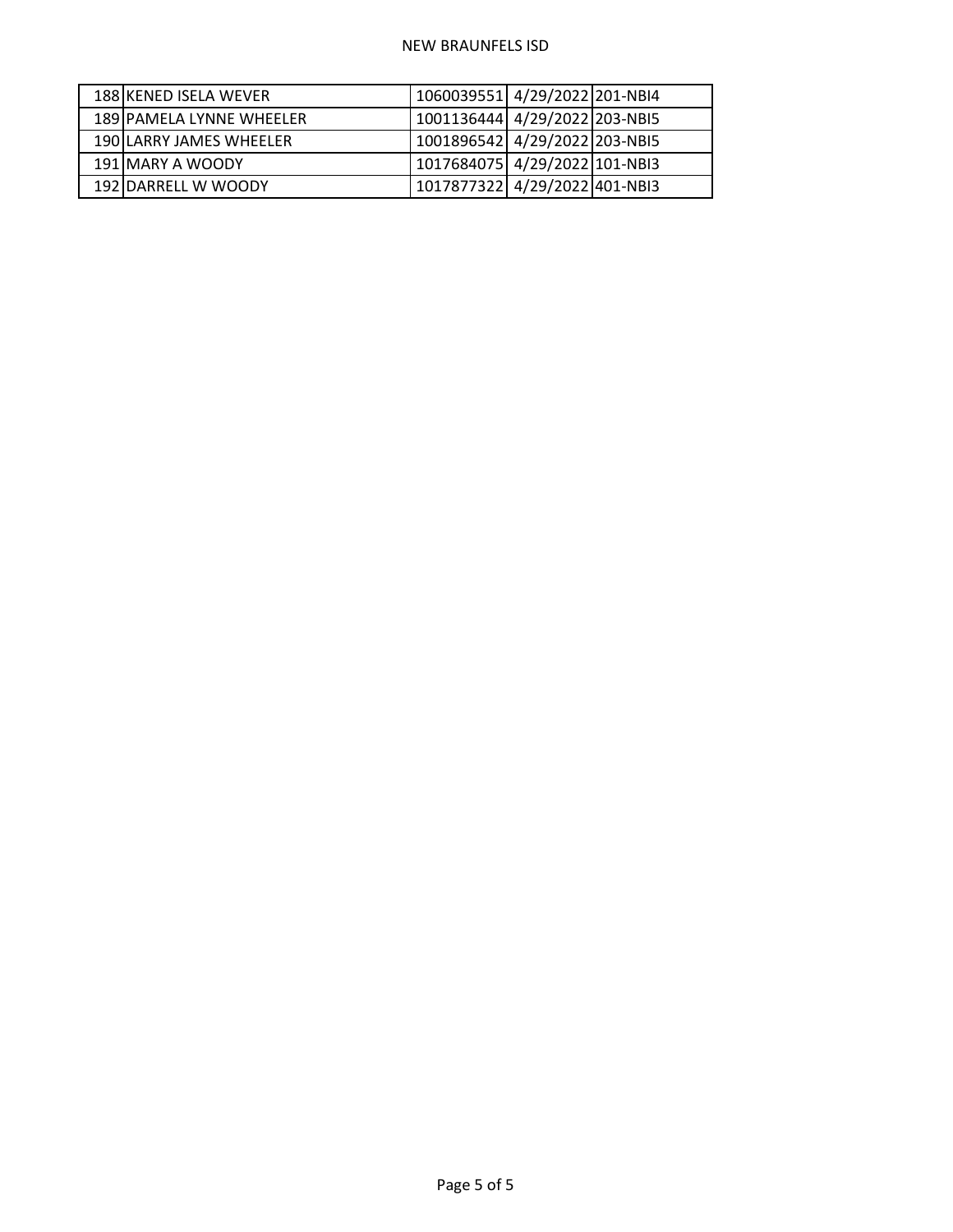| | | | | |
|---|---|---|---|---|
| 188 | KENED ISELA WEVER | 1060039551 | 4/29/2022 | 201-NBI4 |
| 189 | PAMELA LYNNE WHEELER | 1001136444 | 4/29/2022 | 203-NBI5 |
| 190 | LARRY JAMES WHEELER | 1001896542 | 4/29/2022 | 203-NBI5 |
| 191 | MARY A WOODY | 1017684075 | 4/29/2022 | 101-NBI3 |
| 192 | DARRELL W WOODY | 1017877322 | 4/29/2022 | 401-NBI3 |